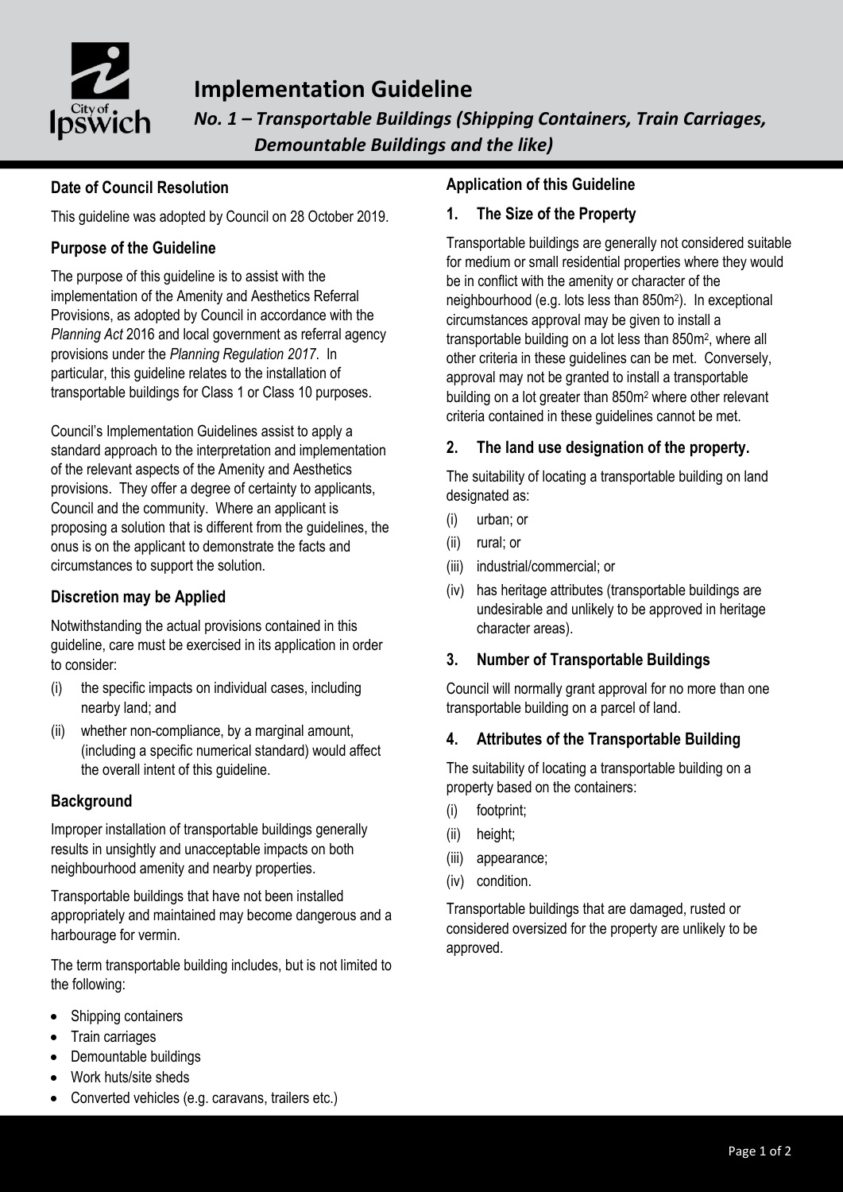# Implementation Guideline

## *No. 1 – Transportable Buildings (Shipping Containers, Train Carriages, Demountable Buildings and the like)*

### Date of Council Resolution

This guideline was adopted by Council on 28 October 2019.

### Purpose of the Guideline

The purpose of this guideline is to assist with the implementation of the Amenity and Aesthetics Referral Provisions, as adopted by Council in accordance with the *Planning Act* 2016 and local government as referral agency provisions under the *Planning Regulation 2017*. In particular, this guideline relates to the installation of transportable buildings for Class 1 or Class 10 purposes.

Council's Implementation Guidelines assist to apply a standard approach to the interpretation and implementation of the relevant aspects of the Amenity and Aesthetics provisions. They offer a degree of certainty to applicants, Council and the community. Where an applicant is proposing a solution that is different from the guidelines, the onus is on the applicant to demonstrate the facts and circumstances to support the solution.

### Discretion may be Applied

Notwithstanding the actual provisions contained in this guideline, care must be exercised in its application in order to consider:

(i) the specific impacts on individual cases, including nearby land; and

(ii) whether non-compliance, by a marginal amount, (including a specific numerical standard) would affect the overall intent of this guideline.

### Background

Improper installation of transportable buildings generally results in unsightly and unacceptable impacts on both neighbourhood amenity and nearby properties.

Transportable buildings that have not been installed appropriately and maintained may become dangerous and a harbourage for vermin.

The term transportable building includes, but is not limited to the following:

- Shipping containers
- Train carriages
- Demountable buildings
- Work huts/site sheds
- Converted vehicles (e.g. caravans, trailers etc.)

### Application of this Guideline

### 1. The Size of the Property

Transportable buildings are generally not considered suitable for medium or small residential properties where they would be in conflict with the amenity or character of the neighbourhood (e.g. lots less than 850m$^2$). In exceptional circumstances approval may be given to install a transportable building on a lot less than 850m$^2$, where all other criteria in these guidelines can be met. Conversely, approval may not be granted to install a transportable building on a lot greater than 850m$^2$ where other relevant criteria contained in these guidelines cannot be met.

### 2. The land use designation of the property.

The suitability of locating a transportable building on land designated as:

(i) urban; or

(ii) rural; or

(iii) industrial/commercial; or

(iv) has heritage attributes (transportable buildings are undesirable and unlikely to be approved in heritage character areas).

### 3. Number of Transportable Buildings

Council will normally grant approval for no more than one transportable building on a parcel of land.

### 4. Attributes of the Transportable Building

The suitability of locating a transportable building on a property based on the containers:

(i) footprint;

(ii) height;

(iii) appearance;

(iv) condition.

Transportable buildings that are damaged, rusted or considered oversized for the property are unlikely to be approved.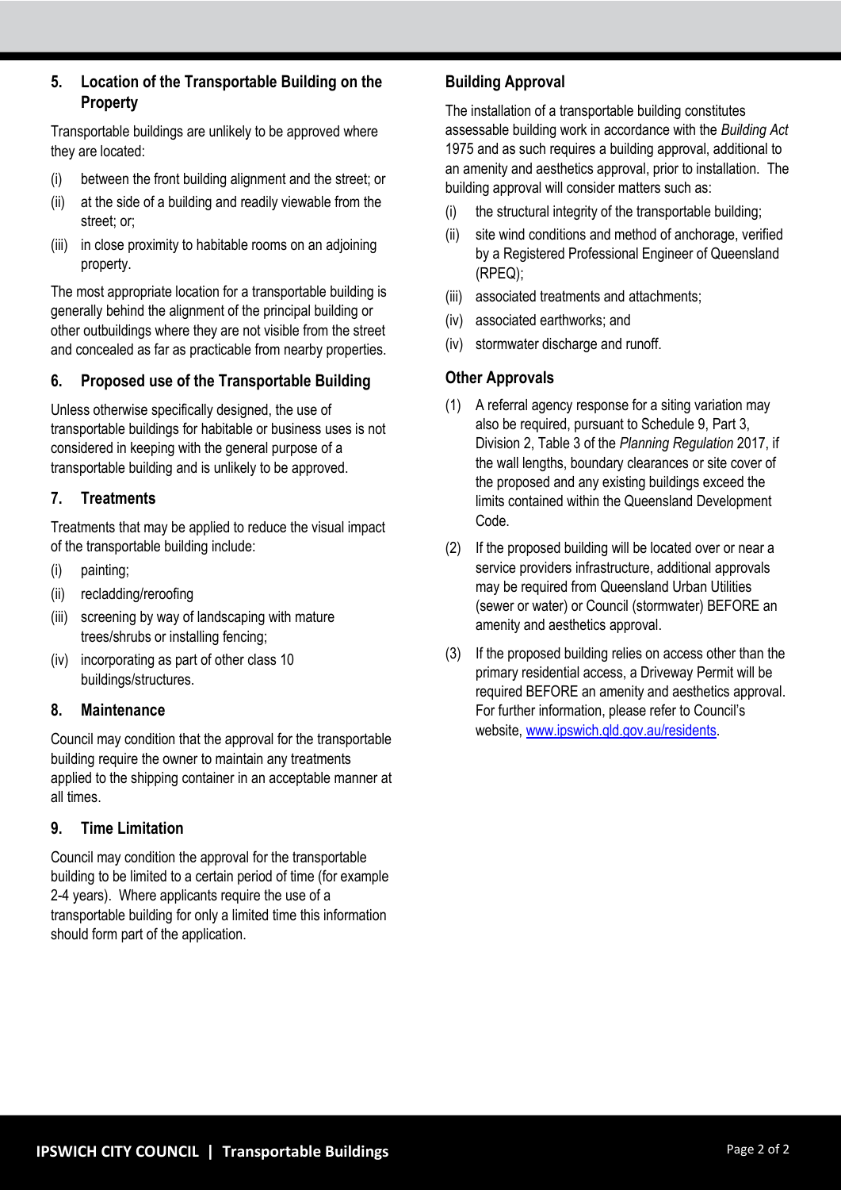## 5. Location of the Transportable Building on the Property

Transportable buildings are unlikely to be approved where they are located:

(i) between the front building alignment and the street; or

(ii) at the side of a building and readily viewable from the street; or;

(iii) in close proximity to habitable rooms on an adjoining property.

The most appropriate location for a transportable building is generally behind the alignment of the principal building or other outbuildings where they are not visible from the street and concealed as far as practicable from nearby properties.

## 6. Proposed use of the Transportable Building

Unless otherwise specifically designed, the use of transportable buildings for habitable or business uses is not considered in keeping with the general purpose of a transportable building and is unlikely to be approved.

## 7. Treatments

Treatments that may be applied to reduce the visual impact of the transportable building include:

(i) painting;

(ii) recladding/reroofing

(iii) screening by way of landscaping with mature trees/shrubs or installing fencing;

(iv) incorporating as part of other class 10 buildings/structures.

## 8. Maintenance

Council may condition that the approval for the transportable building require the owner to maintain any treatments applied to the shipping container in an acceptable manner at all times.

## 9. Time Limitation

Council may condition the approval for the transportable building to be limited to a certain period of time (for example 2-4 years). Where applicants require the use of a transportable building for only a limited time this information should form part of the application.

## Building Approval

The installation of a transportable building constitutes assessable building work in accordance with the *Building Act* 1975 and as such requires a building approval, additional to an amenity and aesthetics approval, prior to installation. The building approval will consider matters such as:

(i) the structural integrity of the transportable building;

(ii) site wind conditions and method of anchorage, verified by a Registered Professional Engineer of Queensland (RPEQ);

(iii) associated treatments and attachments;

(iv) associated earthworks; and

(iv) stormwater discharge and runoff.

## Other Approvals

(1) A referral agency response for a siting variation may also be required, pursuant to Schedule 9, Part 3, Division 2, Table 3 of the *Planning Regulation* 2017, if the wall lengths, boundary clearances or site cover of the proposed and any existing buildings exceed the limits contained within the Queensland Development Code.

(2) If the proposed building will be located over or near a service providers infrastructure, additional approvals may be required from Queensland Urban Utilities (sewer or water) or Council (stormwater) BEFORE an amenity and aesthetics approval.

(3) If the proposed building relies on access other than the primary residential access, a Driveway Permit will be required BEFORE an amenity and aesthetics approval. For further information, please refer to Council's website, [www.ipswich.qld.gov.au/residents](http://www.ipswich.qld.gov.au/residents).